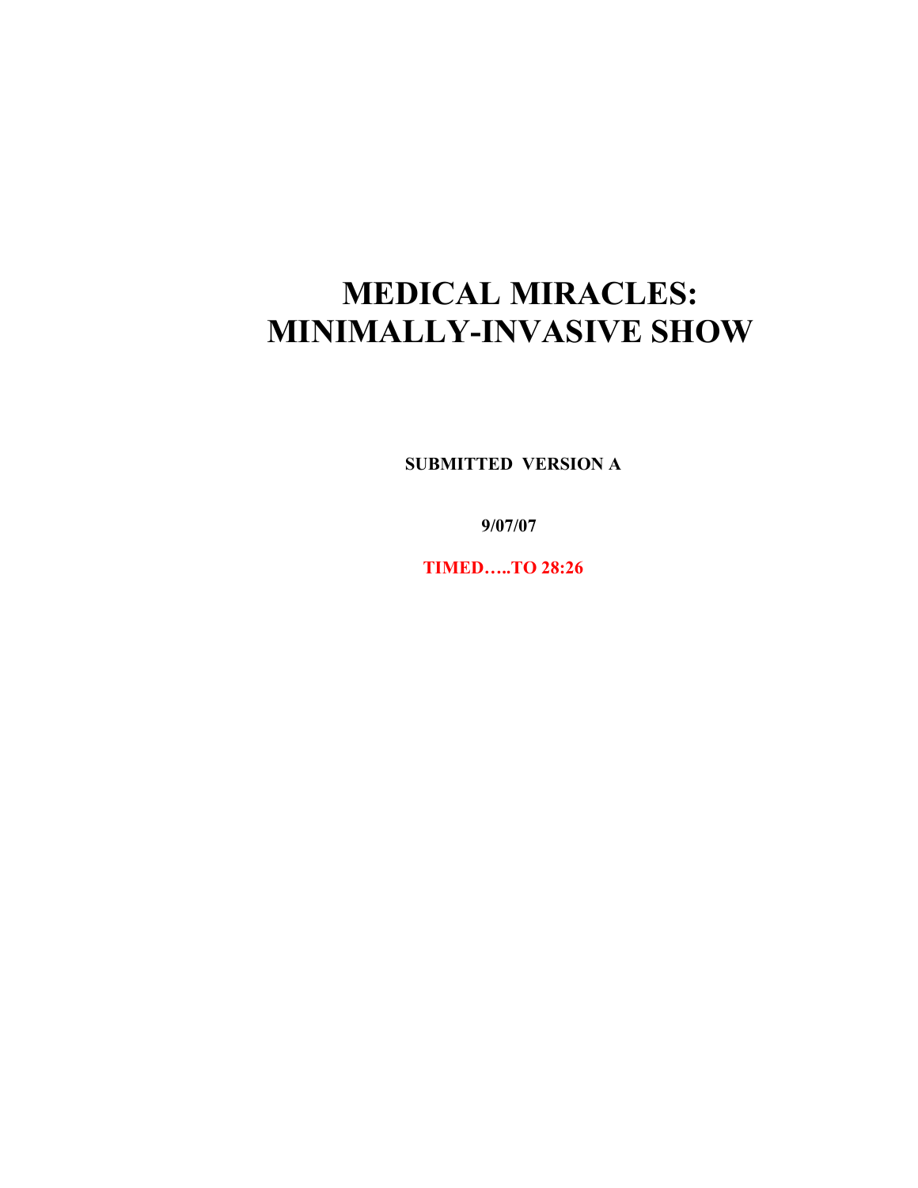# MEDICAL MIRACLES: MINIMALLY-INVASIVE SHOW

**SUBMITTED VERSION A**

**9/07/07**

**TIMED…..TO 28:26**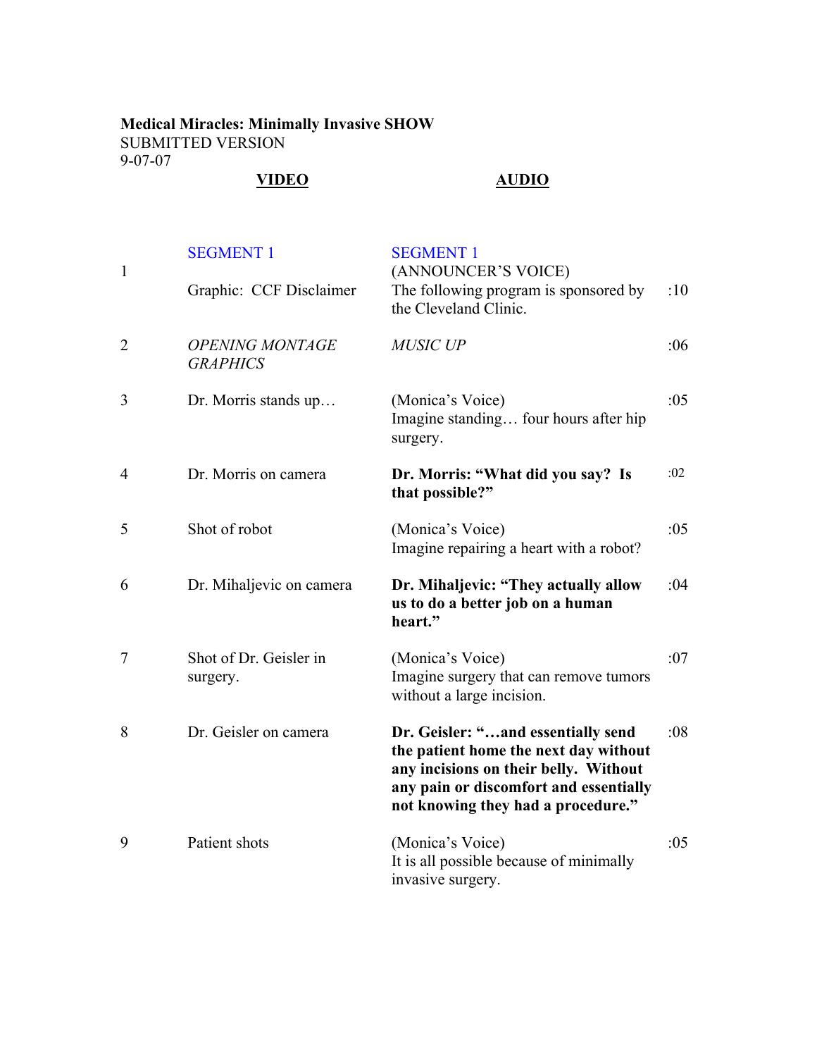**Medical Miracles: Minimally Invasive SHOW**
SUBMITTED VERSION
9-07-07

| | VIDEO | AUDIO | |
|---|---|---|---|
| | SEGMENT 1 | SEGMENT 1 | |
| 1 | Graphic: CCF Disclaimer | (ANNOUNCER'S VOICE)<br>The following program is sponsored by the Cleveland Clinic. | :10 |
| 2 | *OPENING MONTAGE GRAPHICS* | *MUSIC UP* | :06 |
| 3 | Dr. Morris stands up… | (Monica's Voice)<br>Imagine standing… four hours after hip surgery. | :05 |
| 4 | Dr. Morris on camera | **Dr. Morris: "What did you say? Is that possible?"** | :02 |
| 5 | Shot of robot | (Monica's Voice)<br>Imagine repairing a heart with a robot? | :05 |
| 6 | Dr. Mihaljevic on camera | **Dr. Mihaljevic: "They actually allow us to do a better job on a human heart."** | :04 |
| 7 | Shot of Dr. Geisler in surgery. | (Monica's Voice)<br>Imagine surgery that can remove tumors without a large incision. | :07 |
| 8 | Dr. Geisler on camera | **Dr. Geisler: "…and essentially send the patient home the next day without any incisions on their belly. Without any pain or discomfort and essentially not knowing they had a procedure."** | :08 |
| 9 | Patient shots | (Monica's Voice)<br>It is all possible because of minimally invasive surgery. | :05 |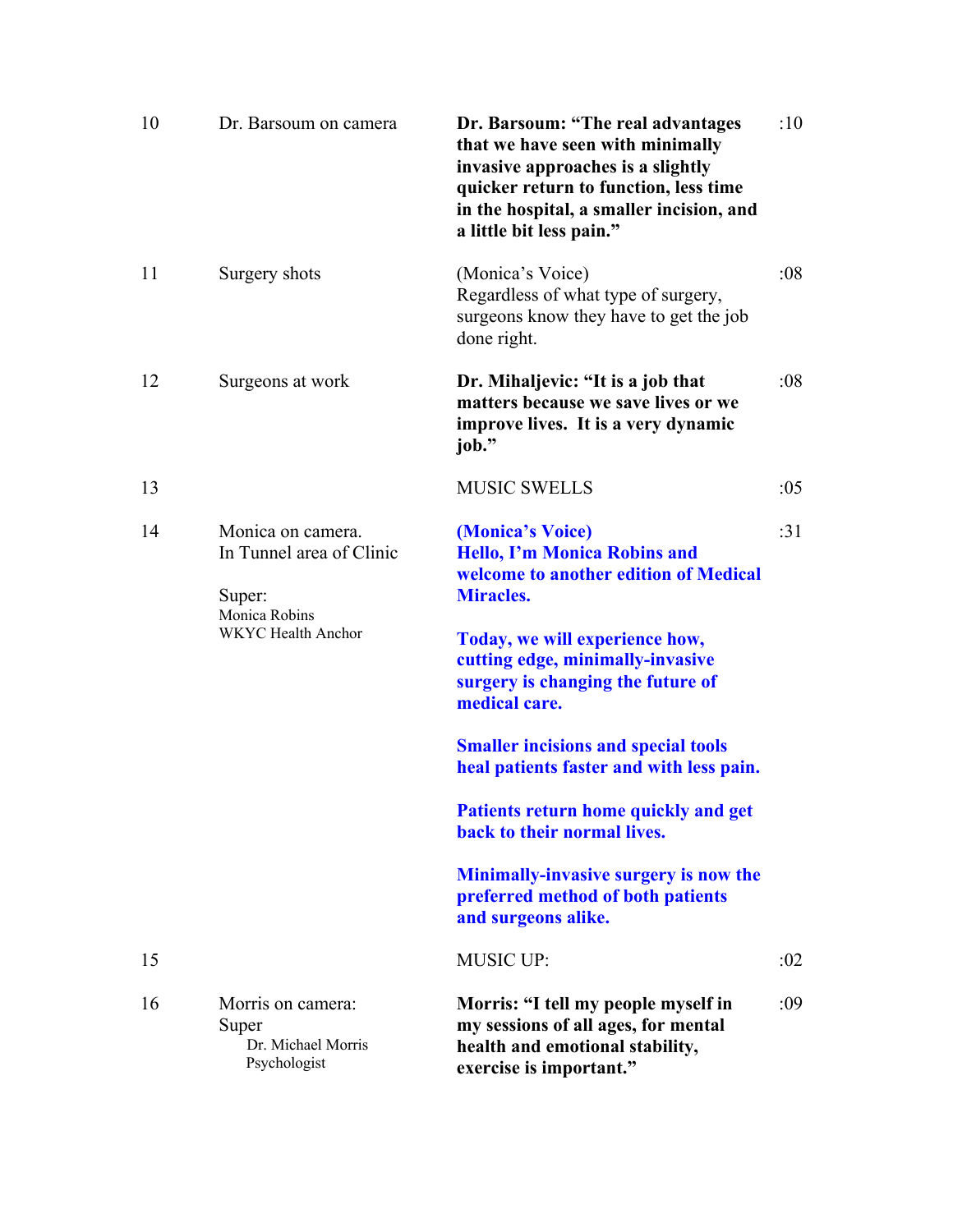| | | | |
|---|---|---|---|
| 10 | Dr. Barsoum on camera | **Dr. Barsoum: "The real advantages that we have seen with minimally invasive approaches is a slightly quicker return to function, less time in the hospital, a smaller incision, and a little bit less pain."** | :10 |
| 11 | Surgery shots | (Monica's Voice)<br>Regardless of what type of surgery, surgeons know they have to get the job done right. | :08 |
| 12 | Surgeons at work | **Dr. Mihaljevic: "It is a job that matters because we save lives or we improve lives. It is a very dynamic job."** | :08 |
| 13 | | MUSIC SWELLS | :05 |
| 14 | Monica on camera.<br>In Tunnel area of Clinic<br><br>Super:<br>Monica Robins<br>WKYC Health Anchor | **(Monica's Voice)**<br>**Hello, I'm Monica Robins and welcome to another edition of Medical Miracles.**<br><br>**Today, we will experience how, cutting edge, minimally-invasive surgery is changing the future of medical care.**<br><br>**Smaller incisions and special tools heal patients faster and with less pain.**<br><br>**Patients return home quickly and get back to their normal lives.**<br><br>**Minimally-invasive surgery is now the preferred method of both patients and surgeons alike.** | :31 |
| 15 | | MUSIC UP: | :02 |
| 16 | Morris on camera:<br>Super<br>Dr. Michael Morris<br>Psychologist | **Morris: "I tell my people myself in my sessions of all ages, for mental health and emotional stability, exercise is important."** | :09 |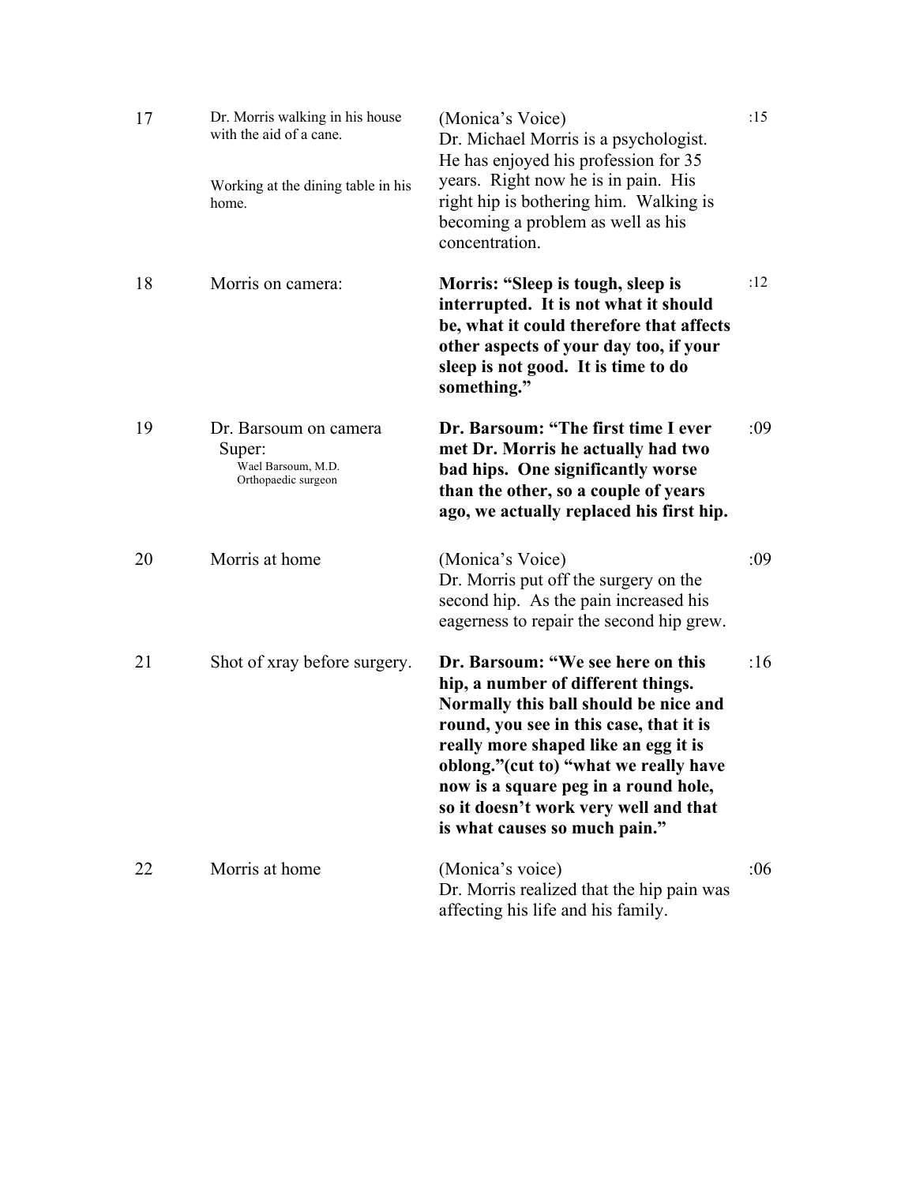| | | | |
|---|---|---|---|
| 17 | Dr. Morris walking in his house with the aid of a cane.<br><br>Working at the dining table in his home. | (Monica's Voice)<br>Dr. Michael Morris is a psychologist. He has enjoyed his profession for 35 years. Right now he is in pain. His right hip is bothering him. Walking is becoming a problem as well as his concentration. | :15 |
| 18 | Morris on camera: | **Morris: "Sleep is tough, sleep is interrupted. It is not what it should be, what it could therefore that affects other aspects of your day too, if your sleep is not good. It is time to do something."** | :12 |
| 19 | Dr. Barsoum on camera<br>Super:<br>Wael Barsoum, M.D.<br>Orthopaedic surgeon | **Dr. Barsoum: "The first time I ever met Dr. Morris he actually had two bad hips. One significantly worse than the other, so a couple of years ago, we actually replaced his first hip.** | :09 |
| 20 | Morris at home | (Monica's Voice)<br>Dr. Morris put off the surgery on the second hip. As the pain increased his eagerness to repair the second hip grew. | :09 |
| 21 | Shot of xray before surgery. | **Dr. Barsoum: "We see here on this hip, a number of different things. Normally this ball should be nice and round, you see in this case, that it is really more shaped like an egg it is oblong."(cut to) "what we really have now is a square peg in a round hole, so it doesn't work very well and that is what causes so much pain."** | :16 |
| 22 | Morris at home | (Monica's voice)<br>Dr. Morris realized that the hip pain was affecting his life and his family. | :06 |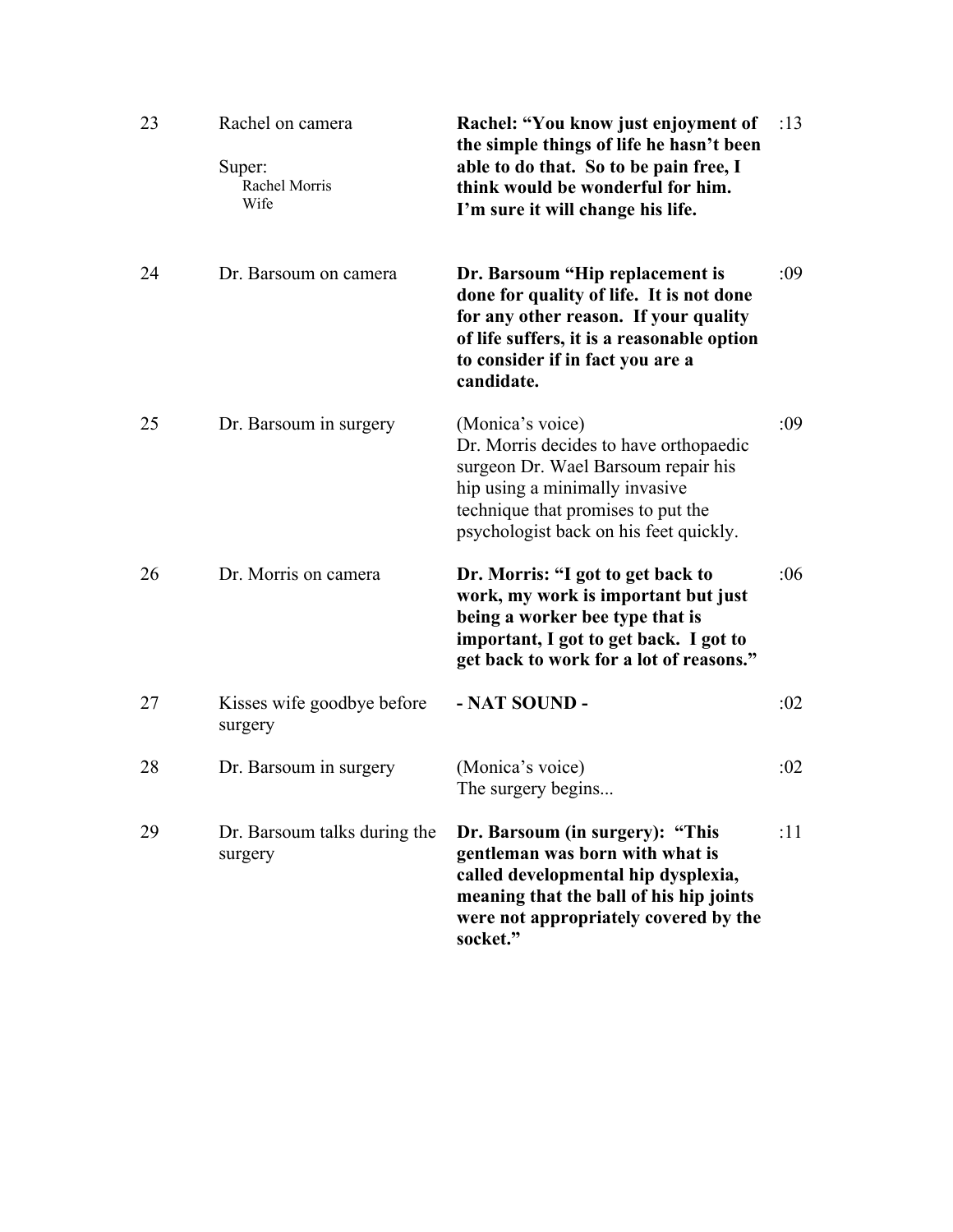| | | | |
|---|---|---|---|
| 23 | Rachel on camera<br><br>Super:<br>Rachel Morris<br>Wife | **Rachel: "You know just enjoyment of the simple things of life he hasn't been able to do that. So to be pain free, I think would be wonderful for him. I'm sure it will change his life.** | :13 |
| 24 | Dr. Barsoum on camera | **Dr. Barsoum "Hip replacement is done for quality of life. It is not done for any other reason. If your quality of life suffers, it is a reasonable option to consider if in fact you are a candidate.** | :09 |
| 25 | Dr. Barsoum in surgery | (Monica's voice)<br>Dr. Morris decides to have orthopaedic surgeon Dr. Wael Barsoum repair his hip using a minimally invasive technique that promises to put the psychologist back on his feet quickly. | :09 |
| 26 | Dr. Morris on camera | **Dr. Morris: "I got to get back to work, my work is important but just being a worker bee type that is important, I got to get back. I got to get back to work for a lot of reasons."** | :06 |
| 27 | Kisses wife goodbye before surgery | **- NAT SOUND -** | :02 |
| 28 | Dr. Barsoum in surgery | (Monica's voice)<br>The surgery begins... | :02 |
| 29 | Dr. Barsoum talks during the surgery | **Dr. Barsoum (in surgery): "This gentleman was born with what is called developmental hip dysplexia, meaning that the ball of his hip joints were not appropriately covered by the socket."** | :11 |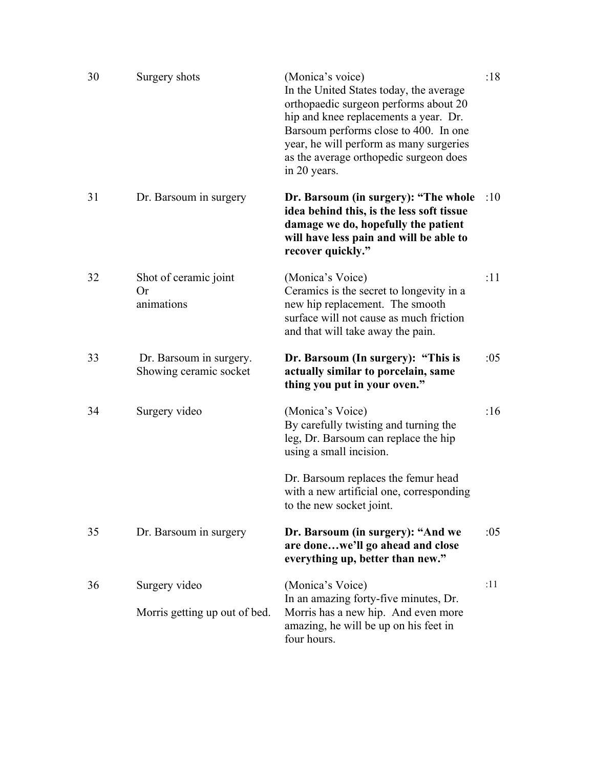| | | | |
|---|---|---|---|
| 30 | Surgery shots | (Monica's voice)<br>In the United States today, the average orthopaedic surgeon performs about 20 hip and knee replacements a year. Dr. Barsoum performs close to 400. In one year, he will perform as many surgeries as the average orthopedic surgeon does in 20 years. | :18 |
| 31 | Dr. Barsoum in surgery | **Dr. Barsoum (in surgery): "The whole idea behind this, is the less soft tissue damage we do, hopefully the patient will have less pain and will be able to recover quickly."** | :10 |
| 32 | Shot of ceramic joint<br>Or<br>animations | (Monica's Voice)<br>Ceramics is the secret to longevity in a new hip replacement. The smooth surface will not cause as much friction and that will take away the pain. | :11 |
| 33 | Dr. Barsoum in surgery. Showing ceramic socket | **Dr. Barsoum (In surgery): "This is actually similar to porcelain, same thing you put in your oven."** | :05 |
| 34 | Surgery video | (Monica's Voice)<br>By carefully twisting and turning the leg, Dr. Barsoum can replace the hip using a small incision.<br><br>Dr. Barsoum replaces the femur head with a new artificial one, corresponding to the new socket joint. | :16 |
| 35 | Dr. Barsoum in surgery | **Dr. Barsoum (in surgery): "And we are done…we'll go ahead and close everything up, better than new."** | :05 |
| 36 | Surgery video<br><br>Morris getting up out of bed. | (Monica's Voice)<br>In an amazing forty-five minutes, Dr. Morris has a new hip. And even more amazing, he will be up on his feet in four hours. | :11 |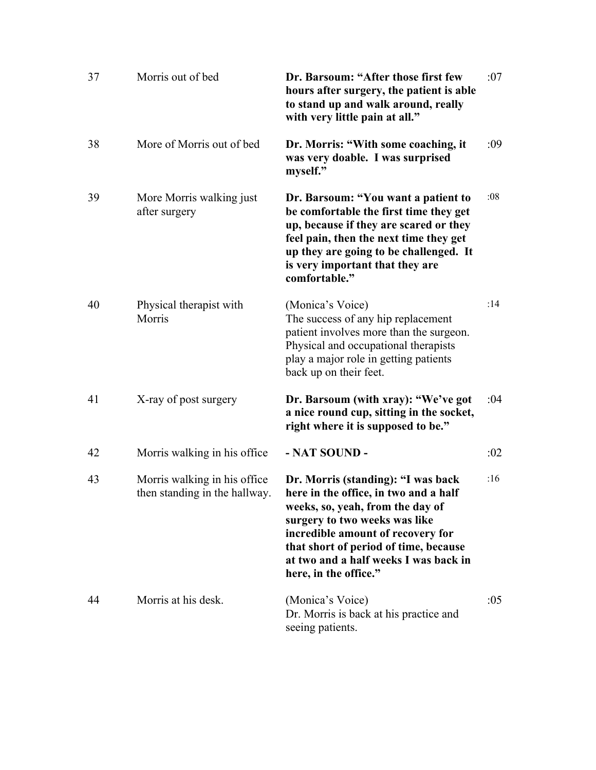| | | | |
|---|---|---|---|
| 37 | Morris out of bed | **Dr. Barsoum: "After those first few hours after surgery, the patient is able to stand up and walk around, really with very little pain at all."** | :07 |
| 38 | More of Morris out of bed | **Dr. Morris: "With some coaching, it was very doable. I was surprised myself."** | :09 |
| 39 | More Morris walking just after surgery | **Dr. Barsoum: "You want a patient to be comfortable the first time they get up, because if they are scared or they feel pain, then the next time they get up they are going to be challenged. It is very important that they are comfortable."** | :08 |
| 40 | Physical therapist with Morris | (Monica's Voice) The success of any hip replacement patient involves more than the surgeon. Physical and occupational therapists play a major role in getting patients back up on their feet. | :14 |
| 41 | X-ray of post surgery | **Dr. Barsoum (with xray): "We've got a nice round cup, sitting in the socket, right where it is supposed to be."** | :04 |
| 42 | Morris walking in his office | **- NAT SOUND -** | :02 |
| 43 | Morris walking in his office then standing in the hallway. | **Dr. Morris (standing): "I was back here in the office, in two and a half weeks, so, yeah, from the day of surgery to two weeks was like incredible amount of recovery for that short of period of time, because at two and a half weeks I was back in here, in the office."** | :16 |
| 44 | Morris at his desk. | (Monica's Voice) Dr. Morris is back at his practice and seeing patients. | :05 |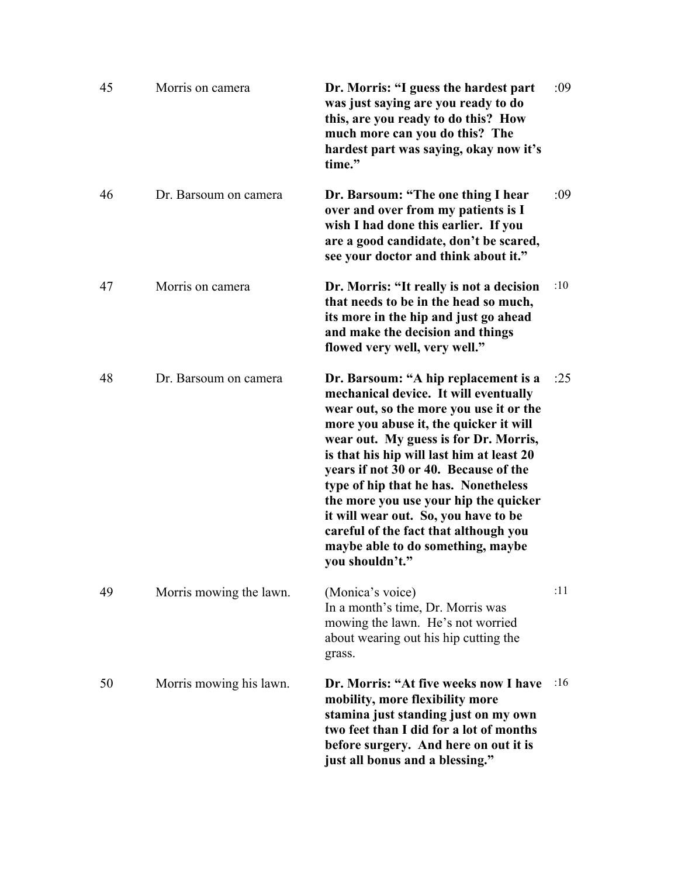| | | | |
|---|---|---|---|
| 45 | Morris on camera | **Dr. Morris: "I guess the hardest part was just saying are you ready to do this, are you ready to do this? How much more can you do this? The hardest part was saying, okay now it's time."** | :09 |
| 46 | Dr. Barsoum on camera | **Dr. Barsoum: "The one thing I hear over and over from my patients is I wish I had done this earlier. If you are a good candidate, don't be scared, see your doctor and think about it."** | :09 |
| 47 | Morris on camera | **Dr. Morris: "It really is not a decision that needs to be in the head so much, its more in the hip and just go ahead and make the decision and things flowed very well, very well."** | :10 |
| 48 | Dr. Barsoum on camera | **Dr. Barsoum: "A hip replacement is a mechanical device. It will eventually wear out, so the more you use it or the more you abuse it, the quicker it will wear out. My guess is for Dr. Morris, is that his hip will last him at least 20 years if not 30 or 40. Because of the type of hip that he has. Nonetheless the more you use your hip the quicker it will wear out. So, you have to be careful of the fact that although you maybe able to do something, maybe you shouldn't."** | :25 |
| 49 | Morris mowing the lawn. | (Monica's voice) In a month's time, Dr. Morris was mowing the lawn. He's not worried about wearing out his hip cutting the grass. | :11 |
| 50 | Morris mowing his lawn. | **Dr. Morris: "At five weeks now I have mobility, more flexibility more stamina just standing just on my own two feet than I did for a lot of months before surgery. And here on out it is just all bonus and a blessing."** | :16 |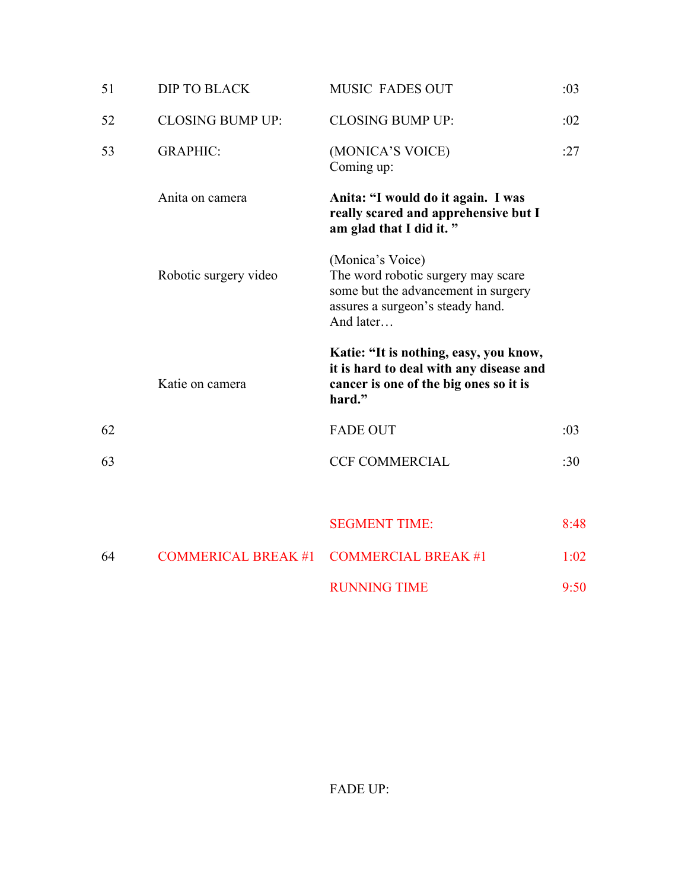| | | | |
|---|---|---|---|
| 51 | DIP TO BLACK | MUSIC FADES OUT | :03 |
| 52 | CLOSING BUMP UP: | CLOSING BUMP UP: | :02 |
| 53 | GRAPHIC: | (MONICA'S VOICE)<br>Coming up: | :27 |
| | Anita on camera | **Anita: "I would do it again. I was really scared and apprehensive but I am glad that I did it. "** | |
| | Robotic surgery video | (Monica's Voice)<br>The word robotic surgery may scare some but the advancement in surgery assures a surgeon's steady hand.<br>And later… | |
| | Katie on camera | **Katie: "It is nothing, easy, you know, it is hard to deal with any disease and cancer is one of the big ones so it is hard."** | |
| 62 | | FADE OUT | :03 |
| 63 | | CCF COMMERCIAL | :30 |
| | | SEGMENT TIME: | 8:48 |
| 64 | COMMERICAL BREAK #1 | COMMERCIAL BREAK #1 | 1:02 |
| | | RUNNING TIME | 9:50 |

FADE UP: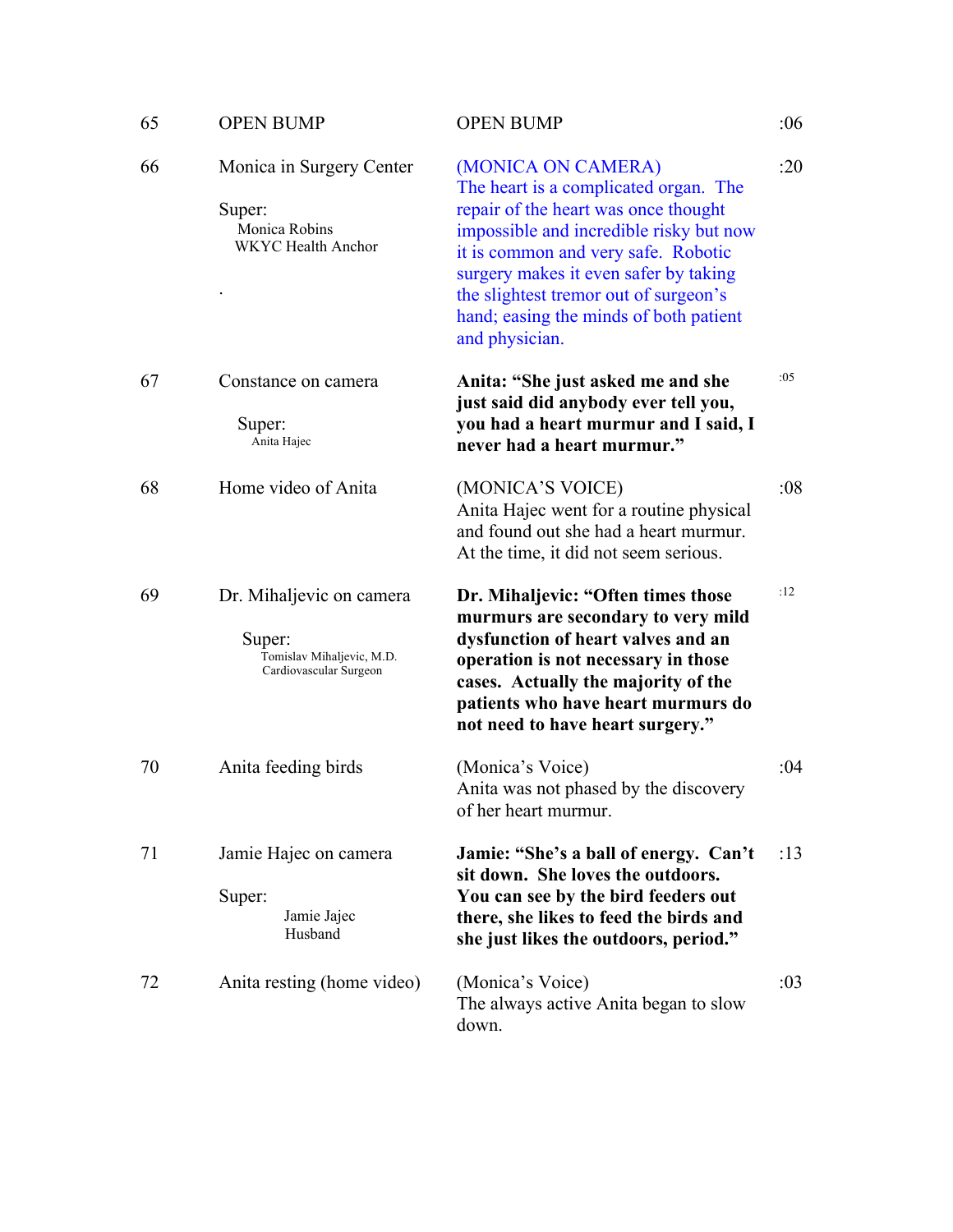| | | | |
|---|---|---|---|
| 65 | OPEN BUMP | OPEN BUMP | :06 |
| 66 | Monica in Surgery Center<br><br>Super:<br>Monica Robins<br>WKYC Health Anchor<br><br>. | (MONICA ON CAMERA)<br>The heart is a complicated organ. The repair of the heart was once thought impossible and incredible risky but now it is common and very safe. Robotic surgery makes it even safer by taking the slightest tremor out of surgeon's hand; easing the minds of both patient and physician. | :20 |
| 67 | Constance on camera<br><br>Super:<br>Anita Hajec | **Anita: "She just asked me and she just said did anybody ever tell you, you had a heart murmur and I said, I never had a heart murmur."** | :05 |
| 68 | Home video of Anita | (MONICA'S VOICE)<br>Anita Hajec went for a routine physical and found out she had a heart murmur. At the time, it did not seem serious. | :08 |
| 69 | Dr. Mihaljevic on camera<br><br>Super:<br>Tomislav Mihaljevic, M.D.<br>Cardiovascular Surgeon | **Dr. Mihaljevic: "Often times those murmurs are secondary to very mild dysfunction of heart valves and an operation is not necessary in those cases. Actually the majority of the patients who have heart murmurs do not need to have heart surgery."** | :12 |
| 70 | Anita feeding birds | (Monica's Voice)<br>Anita was not phased by the discovery of her heart murmur. | :04 |
| 71 | Jamie Hajec on camera<br><br>Super:<br>Jamie Jajec<br>Husband | **Jamie: "She's a ball of energy. Can't sit down. She loves the outdoors. You can see by the bird feeders out there, she likes to feed the birds and she just likes the outdoors, period."** | :13 |
| 72 | Anita resting (home video) | (Monica's Voice)<br>The always active Anita began to slow down. | :03 |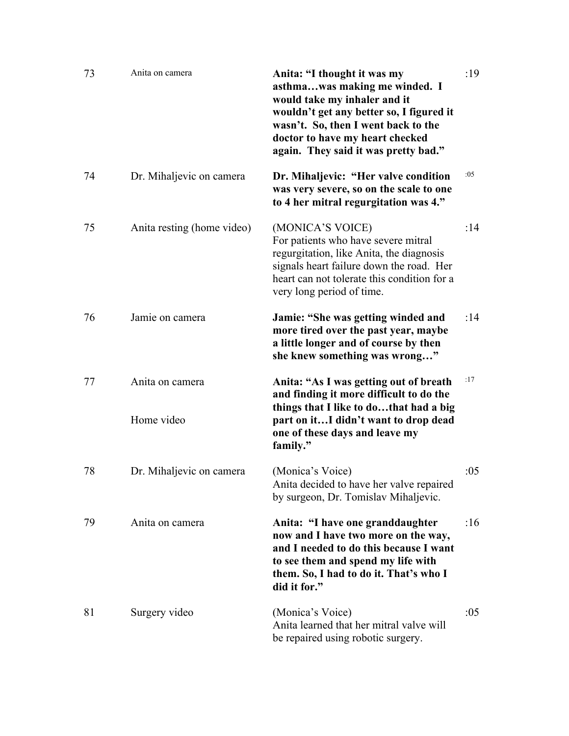| | | | |
|---|---|---|---|
| 73 | Anita on camera | **Anita: "I thought it was my asthma…was making me winded. I would take my inhaler and it wouldn't get any better so, I figured it wasn't. So, then I went back to the doctor to have my heart checked again. They said it was pretty bad."** | :19 |
| 74 | Dr. Mihaljevic on camera | **Dr. Mihaljevic: "Her valve condition was very severe, so on the scale to one to 4 her mitral regurgitation was 4."** | :05 |
| 75 | Anita resting (home video) | (MONICA'S VOICE)<br>For patients who have severe mitral regurgitation, like Anita, the diagnosis signals heart failure down the road. Her heart can not tolerate this condition for a very long period of time. | :14 |
| 76 | Jamie on camera | **Jamie: "She was getting winded and more tired over the past year, maybe a little longer and of course by then she knew something was wrong…"** | :14 |
| 77 | Anita on camera<br><br>Home video | **Anita: "As I was getting out of breath and finding it more difficult to do the things that I like to do…that had a big part on it…I didn't want to drop dead one of these days and leave my family."** | :17 |
| 78 | Dr. Mihaljevic on camera | (Monica's Voice)<br>Anita decided to have her valve repaired by surgeon, Dr. Tomislav Mihaljevic. | :05 |
| 79 | Anita on camera | **Anita: "I have one granddaughter now and I have two more on the way, and I needed to do this because I want to see them and spend my life with them. So, I had to do it. That's who I did it for."** | :16 |
| 81 | Surgery video | (Monica's Voice)<br>Anita learned that her mitral valve will be repaired using robotic surgery. | :05 |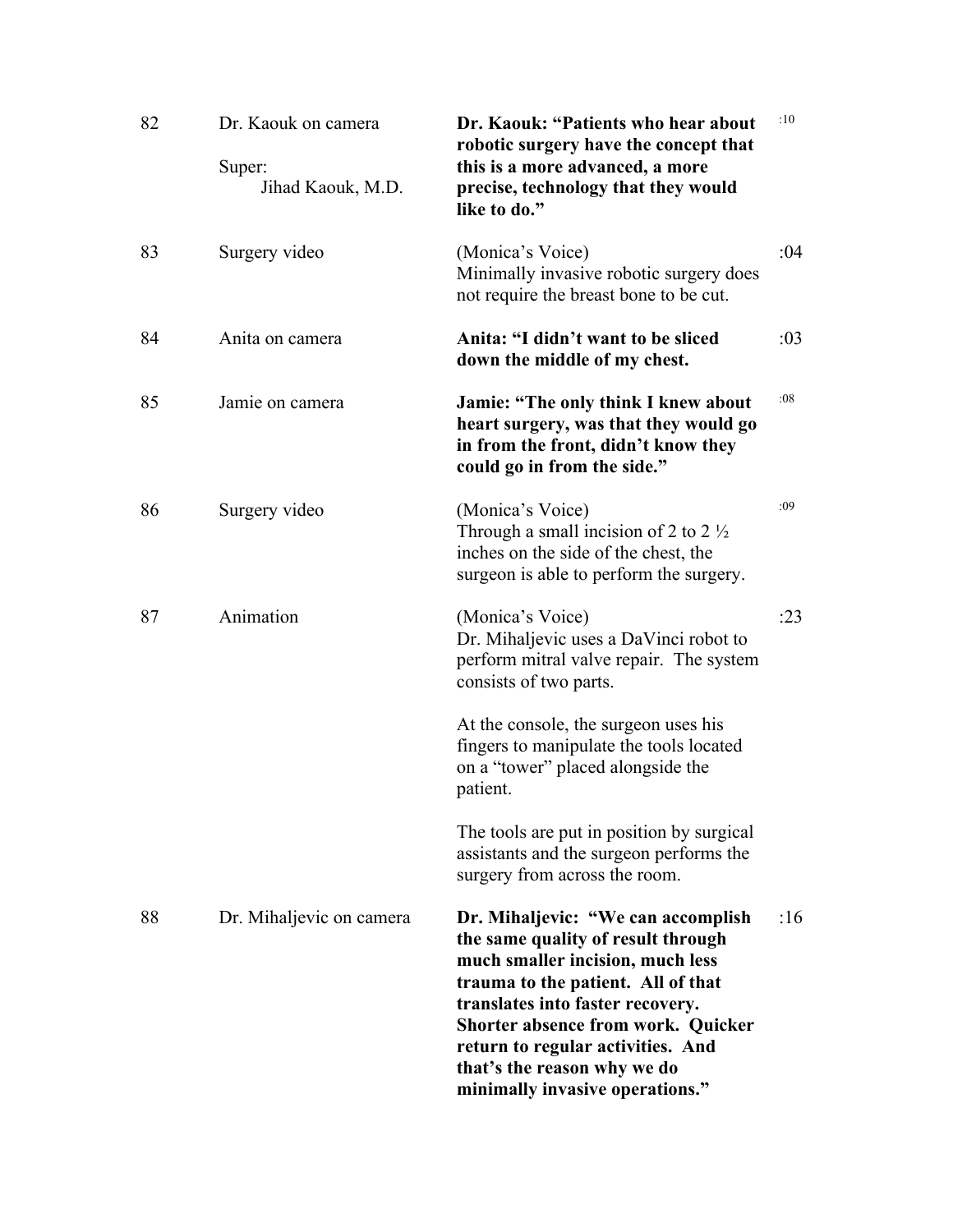| | | | |
|---|---|---|---|
| 82 | Dr. Kaouk on camera<br><br>Super:<br>Jihad Kaouk, M.D. | **Dr. Kaouk: "Patients who hear about robotic surgery have the concept that this is a more advanced, a more precise, technology that they would like to do."** | :10 |
| 83 | Surgery video | (Monica's Voice)<br>Minimally invasive robotic surgery does not require the breast bone to be cut. | :04 |
| 84 | Anita on camera | **Anita: "I didn't want to be sliced down the middle of my chest.** | :03 |
| 85 | Jamie on camera | **Jamie: "The only think I knew about heart surgery, was that they would go in from the front, didn't know they could go in from the side."** | :08 |
| 86 | Surgery video | (Monica's Voice)<br>Through a small incision of 2 to 2 ½ inches on the side of the chest, the surgeon is able to perform the surgery. | :09 |
| 87 | Animation | (Monica's Voice)<br>Dr. Mihaljevic uses a DaVinci robot to perform mitral valve repair. The system consists of two parts.<br><br>At the console, the surgeon uses his fingers to manipulate the tools located on a "tower" placed alongside the patient.<br><br>The tools are put in position by surgical assistants and the surgeon performs the surgery from across the room. | :23 |
| 88 | Dr. Mihaljevic on camera | **Dr. Mihaljevic: "We can accomplish the same quality of result through much smaller incision, much less trauma to the patient. All of that translates into faster recovery. Shorter absence from work. Quicker return to regular activities. And that's the reason why we do minimally invasive operations."** | :16 |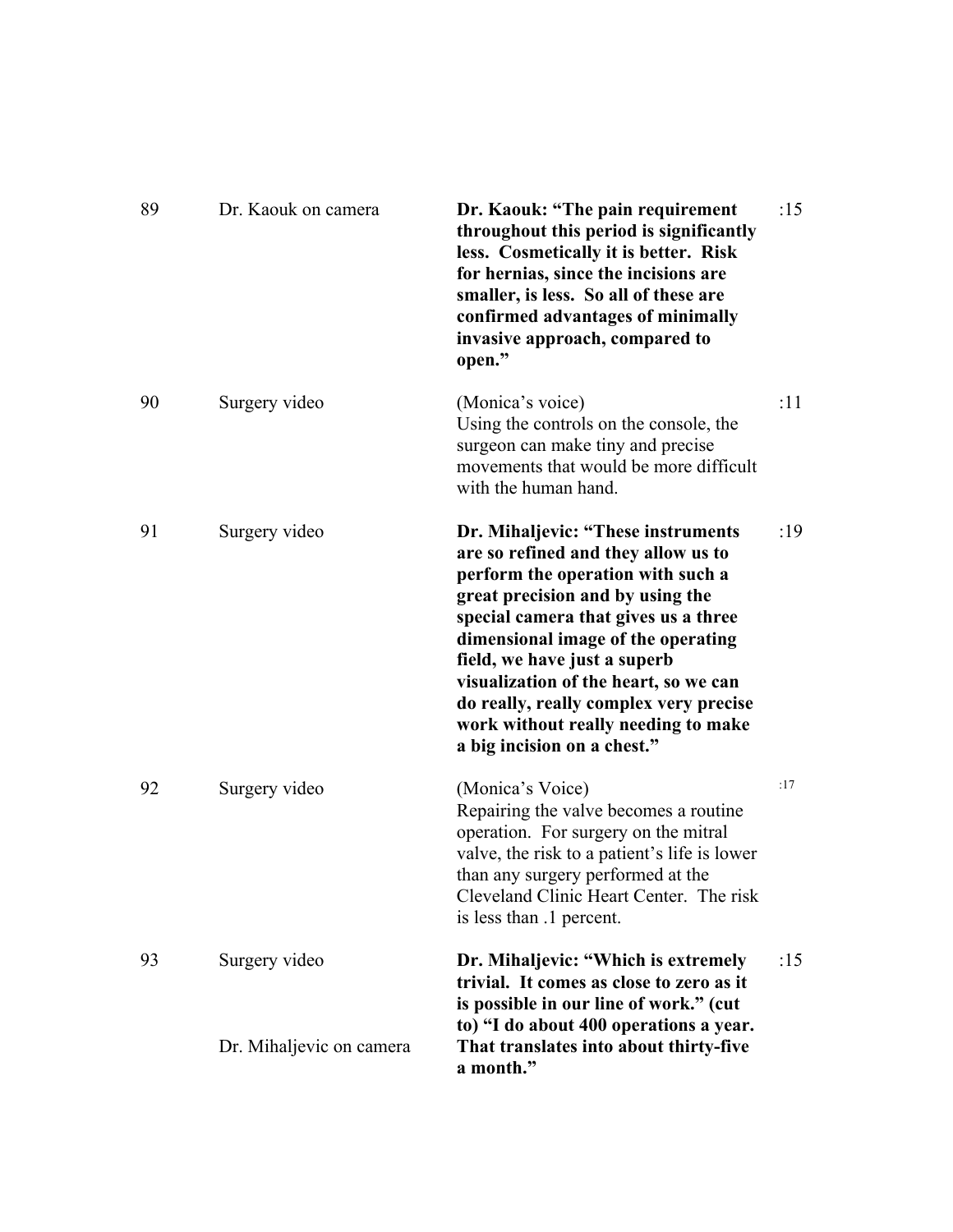| | | | |
|---|---|---|---|
| 89 | Dr. Kaouk on camera | **Dr. Kaouk: "The pain requirement throughout this period is significantly less. Cosmetically it is better. Risk for hernias, since the incisions are smaller, is less. So all of these are confirmed advantages of minimally invasive approach, compared to open."** | :15 |
| 90 | Surgery video | (Monica's voice) Using the controls on the console, the surgeon can make tiny and precise movements that would be more difficult with the human hand. | :11 |
| 91 | Surgery video | **Dr. Mihaljevic: "These instruments are so refined and they allow us to perform the operation with such a great precision and by using the special camera that gives us a three dimensional image of the operating field, we have just a superb visualization of the heart, so we can do really, really complex very precise work without really needing to make a big incision on a chest."** | :19 |
| 92 | Surgery video | (Monica's Voice) Repairing the valve becomes a routine operation. For surgery on the mitral valve, the risk to a patient's life is lower than any surgery performed at the Cleveland Clinic Heart Center. The risk is less than .1 percent. | :17 |
| 93 | Surgery video<br><br>Dr. Mihaljevic on camera | **Dr. Mihaljevic: "Which is extremely trivial. It comes as close to zero as it is possible in our line of work." (cut to) "I do about 400 operations a year. That translates into about thirty-five a month."** | :15 |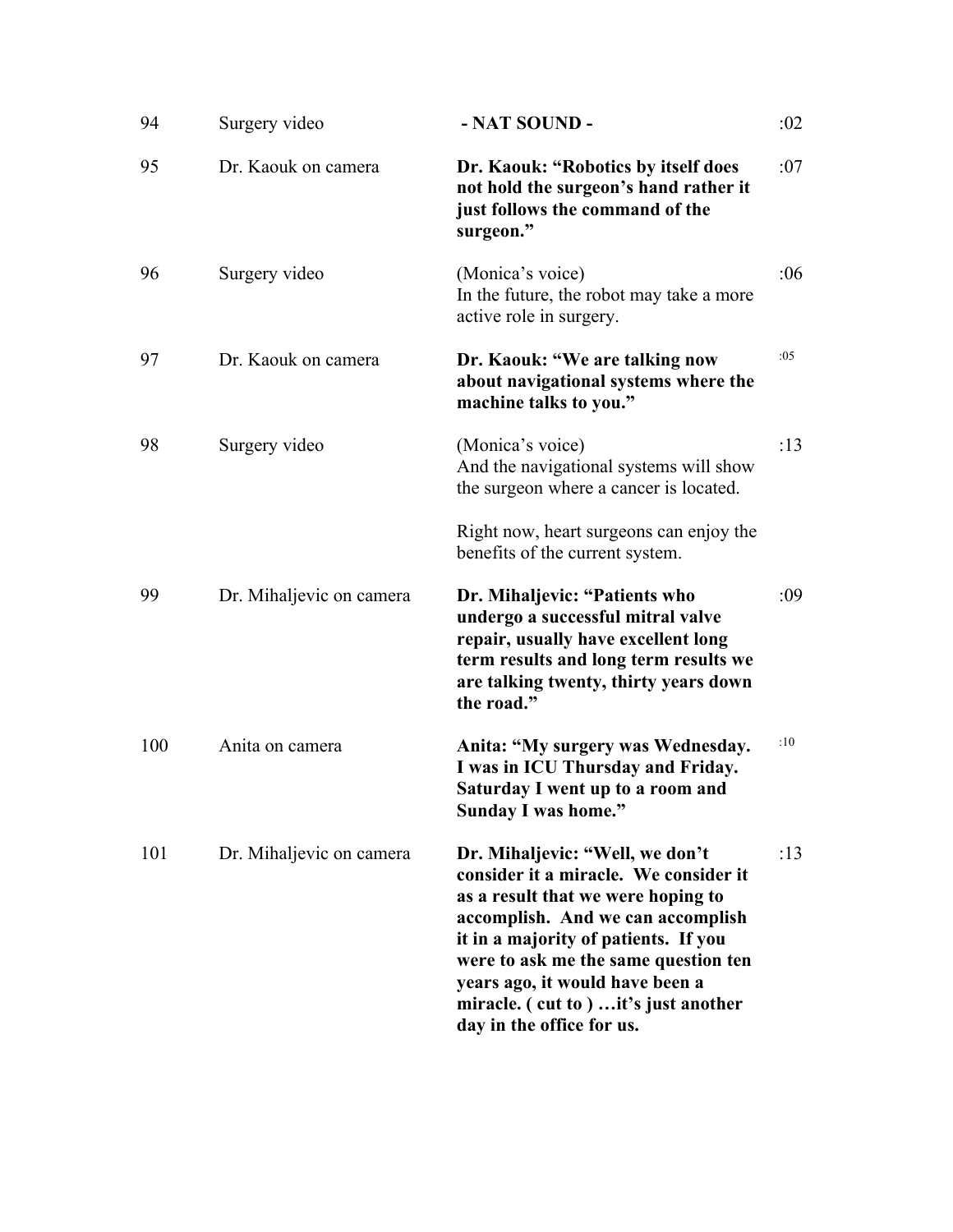| | | | |
|---|---|---|---|
| 94 | Surgery video | **- NAT SOUND -** | :02 |
| 95 | Dr. Kaouk on camera | **Dr. Kaouk: "Robotics by itself does not hold the surgeon's hand rather it just follows the command of the surgeon."** | :07 |
| 96 | Surgery video | (Monica's voice)<br>In the future, the robot may take a more active role in surgery. | :06 |
| 97 | Dr. Kaouk on camera | **Dr. Kaouk: "We are talking now about navigational systems where the machine talks to you."** | :05 |
| 98 | Surgery video | (Monica's voice)<br>And the navigational systems will show the surgeon where a cancer is located.<br><br>Right now, heart surgeons can enjoy the benefits of the current system. | :13 |
| 99 | Dr. Mihaljevic on camera | **Dr. Mihaljevic: "Patients who undergo a successful mitral valve repair, usually have excellent long term results and long term results we are talking twenty, thirty years down the road."** | :09 |
| 100 | Anita on camera | **Anita: "My surgery was Wednesday. I was in ICU Thursday and Friday. Saturday I went up to a room and Sunday I was home."** | :10 |
| 101 | Dr. Mihaljevic on camera | **Dr. Mihaljevic: "Well, we don't consider it a miracle. We consider it as a result that we were hoping to accomplish. And we can accomplish it in a majority of patients. If you were to ask me the same question ten years ago, it would have been a miracle. ( cut to ) …it's just another day in the office for us.** | :13 |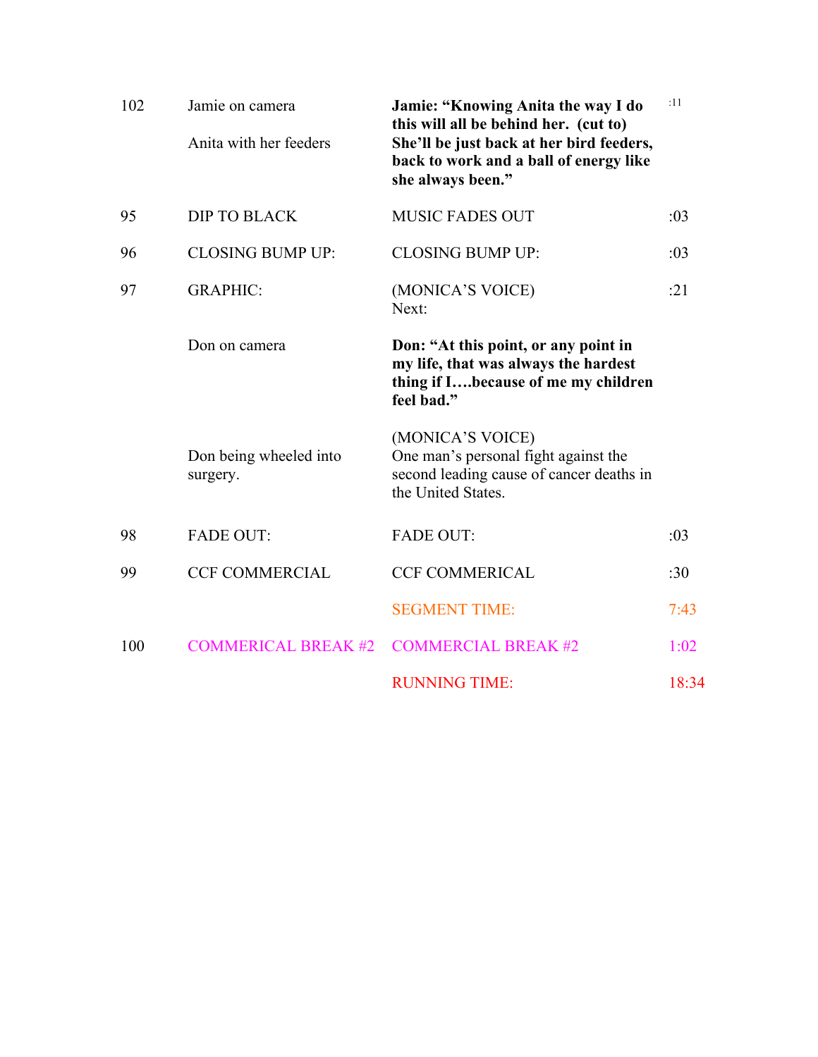| | | | |
|---|---|---|---|
| 102 | Jamie on camera<br><br>Anita with her feeders | **Jamie: "Knowing Anita the way I do this will all be behind her. (cut to) She'll be just back at her bird feeders, back to work and a ball of energy like she always been."** | :11 |
| 95 | DIP TO BLACK | MUSIC FADES OUT | :03 |
| 96 | CLOSING BUMP UP: | CLOSING BUMP UP: | :03 |
| 97 | GRAPHIC: | (MONICA'S VOICE)<br>Next: | :21 |
| | Don on camera | **Don: "At this point, or any point in my life, that was always the hardest thing if I….because of me my children feel bad."** | |
| | Don being wheeled into surgery. | (MONICA'S VOICE)<br>One man's personal fight against the second leading cause of cancer deaths in the United States. | |
| 98 | FADE OUT: | FADE OUT: | :03 |
| 99 | CCF COMMERCIAL | CCF COMMERICAL | :30 |
| | | SEGMENT TIME: | 7:43 |
| 100 | COMMERICAL BREAK #2 | COMMERCIAL BREAK #2 | 1:02 |
| | | RUNNING TIME: | 18:34 |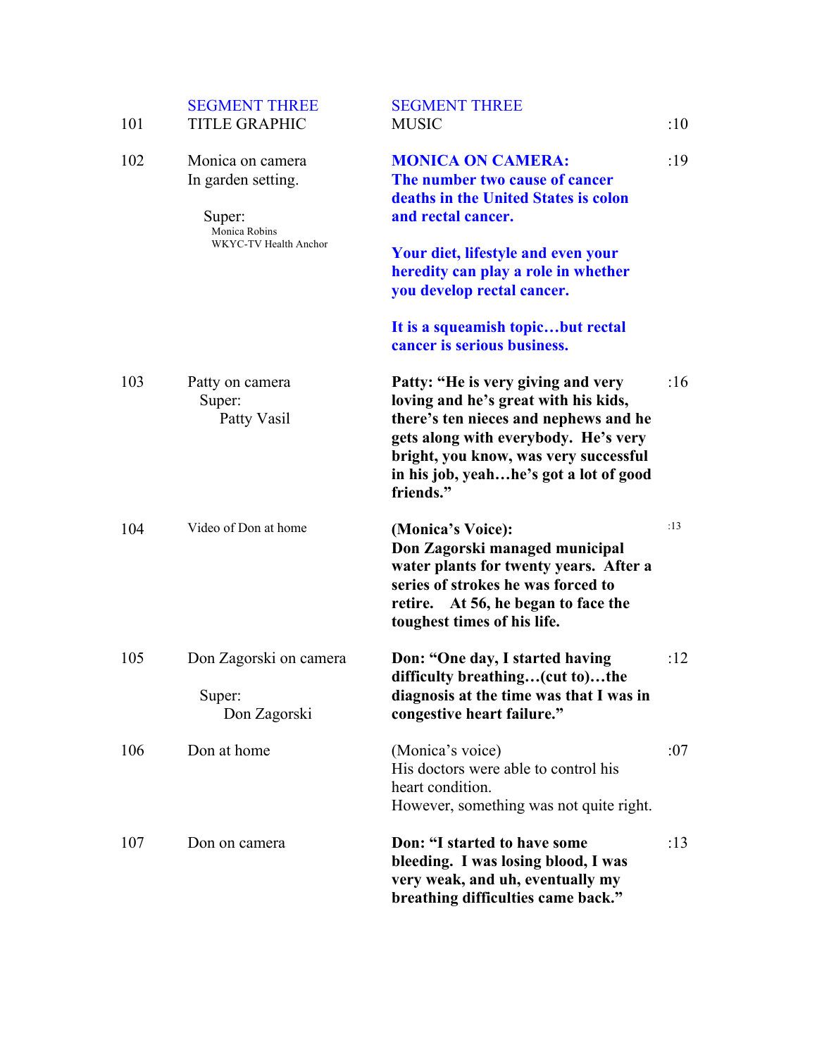| | | | |
|---|---|---|---|
| 101 | SEGMENT THREE<br>TITLE GRAPHIC | SEGMENT THREE<br>MUSIC | :10 |
| 102 | Monica on camera<br>In garden setting.<br><br>Super:<br>Monica Robins<br>WKYC-TV Health Anchor | **MONICA ON CAMERA:**<br>**The number two cause of cancer deaths in the United States is colon and rectal cancer.**<br><br>**Your diet, lifestyle and even your heredity can play a role in whether you develop rectal cancer.**<br><br>**It is a squeamish topic…but rectal cancer is serious business.** | :19 |
| 103 | Patty on camera<br>Super:<br>Patty Vasil | **Patty: "He is very giving and very loving and he's great with his kids, there's ten nieces and nephews and he gets along with everybody. He's very bright, you know, was very successful in his job, yeah…he's got a lot of good friends."** | :16 |
| 104 | Video of Don at home | **(Monica's Voice):**<br>**Don Zagorski managed municipal water plants for twenty years. After a series of strokes he was forced to retire. At 56, he began to face the toughest times of his life.** | :13 |
| 105 | Don Zagorski on camera<br><br>Super:<br>Don Zagorski | **Don: "One day, I started having difficulty breathing…(cut to)…the diagnosis at the time was that I was in congestive heart failure."** | :12 |
| 106 | Don at home | (Monica's voice)<br>His doctors were able to control his heart condition.<br>However, something was not quite right. | :07 |
| 107 | Don on camera | **Don: "I started to have some bleeding. I was losing blood, I was very weak, and uh, eventually my breathing difficulties came back."** | :13 |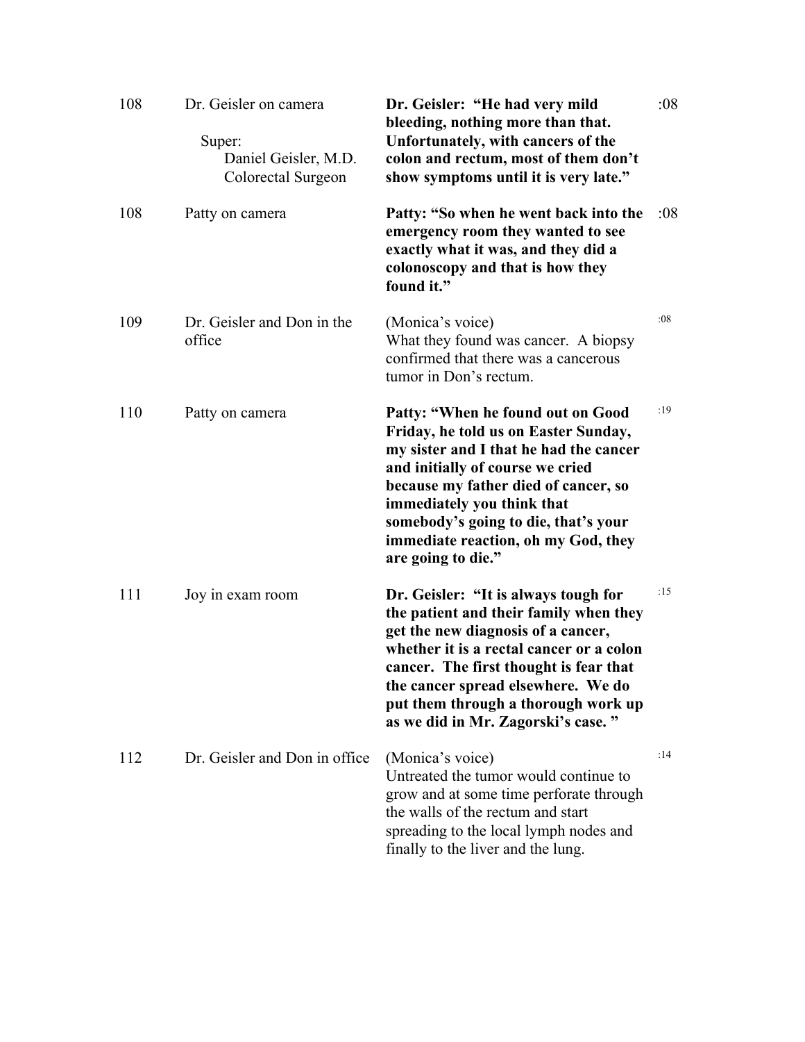| | | | |
|---|---|---|---|
| 108 | Dr. Geisler on camera<br><br>Super:<br>Daniel Geisler, M.D.<br>Colorectal Surgeon | **Dr. Geisler: "He had very mild bleeding, nothing more than that. Unfortunately, with cancers of the colon and rectum, most of them don't show symptoms until it is very late."** | :08 |
| 108 | Patty on camera | **Patty: "So when he went back into the emergency room they wanted to see exactly what it was, and they did a colonoscopy and that is how they found it."** | :08 |
| 109 | Dr. Geisler and Don in the office | (Monica's voice)<br>What they found was cancer. A biopsy confirmed that there was a cancerous tumor in Don's rectum. | :08 |
| 110 | Patty on camera | **Patty: "When he found out on Good Friday, he told us on Easter Sunday, my sister and I that he had the cancer and initially of course we cried because my father died of cancer, so immediately you think that somebody's going to die, that's your immediate reaction, oh my God, they are going to die."** | :19 |
| 111 | Joy in exam room | **Dr. Geisler: "It is always tough for the patient and their family when they get the new diagnosis of a cancer, whether it is a rectal cancer or a colon cancer. The first thought is fear that the cancer spread elsewhere. We do put them through a thorough work up as we did in Mr. Zagorski's case. "** | :15 |
| 112 | Dr. Geisler and Don in office | (Monica's voice)<br>Untreated the tumor would continue to grow and at some time perforate through the walls of the rectum and start spreading to the local lymph nodes and finally to the liver and the lung. | :14 |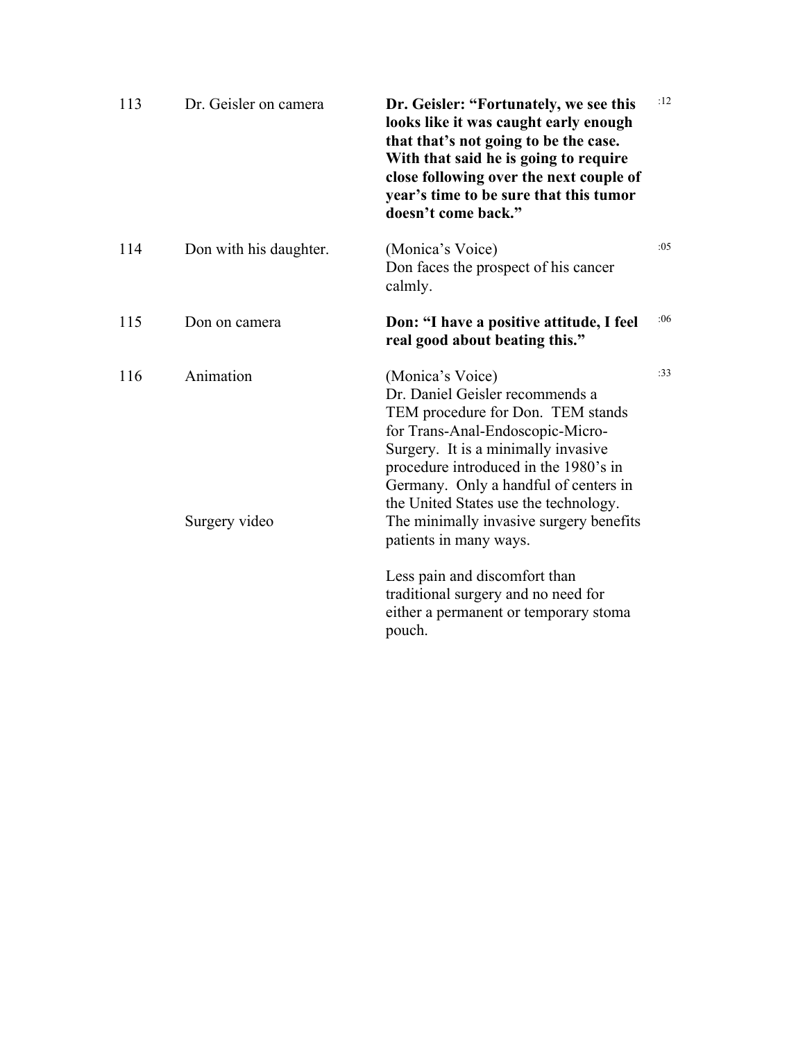| | | | |
|---|---|---|---|
| 113 | Dr. Geisler on camera | **Dr. Geisler: "Fortunately, we see this looks like it was caught early enough that that's not going to be the case. With that said he is going to require close following over the next couple of year's time to be sure that this tumor doesn't come back."** | :12 |
| 114 | Don with his daughter. | (Monica's Voice)<br>Don faces the prospect of his cancer calmly. | :05 |
| 115 | Don on camera | **Don: "I have a positive attitude, I feel real good about beating this."** | :06 |
| 116 | Animation | (Monica's Voice)<br>Dr. Daniel Geisler recommends a TEM procedure for Don. TEM stands for Trans-Anal-Endoscopic-Micro-Surgery. It is a minimally invasive procedure introduced in the 1980's in Germany. Only a handful of centers in the United States use the technology. | :33 |
| | Surgery video | The minimally invasive surgery benefits patients in many ways.<br><br>Less pain and discomfort than traditional surgery and no need for either a permanent or temporary stoma pouch. | |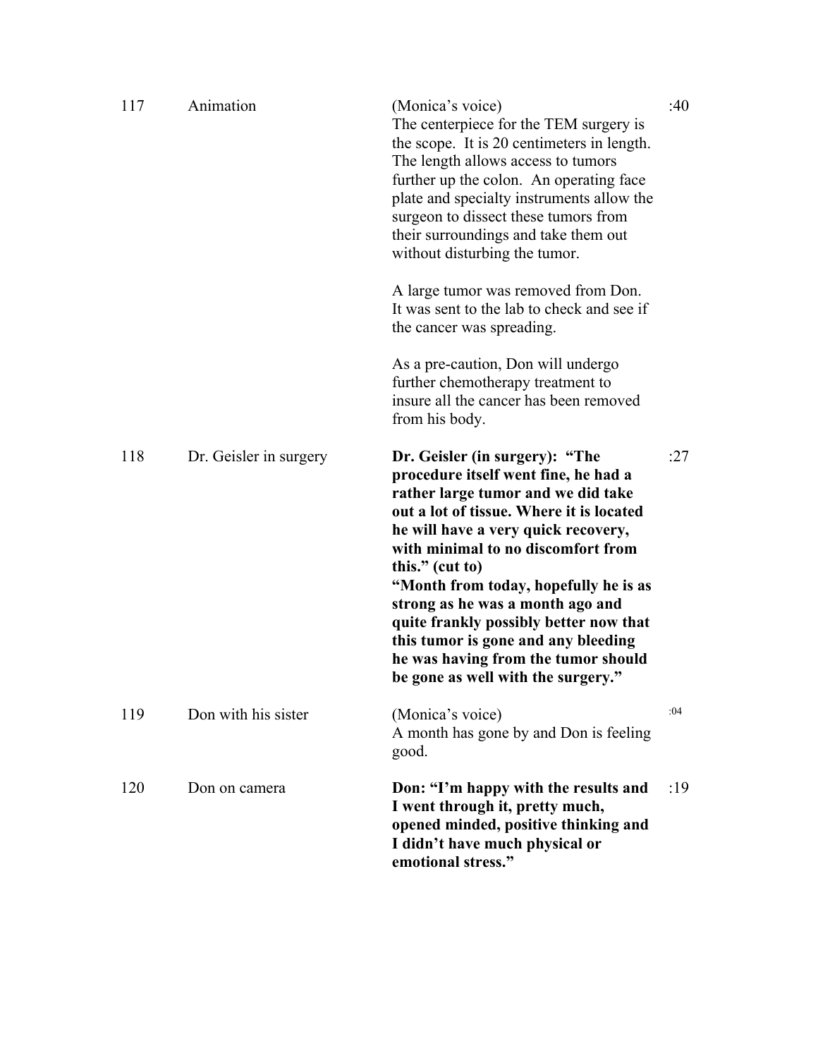| | | | |
|---|---|---|---|
| 117 | Animation | (Monica's voice)<br>The centerpiece for the TEM surgery is the scope. It is 20 centimeters in length. The length allows access to tumors further up the colon. An operating face plate and specialty instruments allow the surgeon to dissect these tumors from their surroundings and take them out without disturbing the tumor.<br><br>A large tumor was removed from Don. It was sent to the lab to check and see if the cancer was spreading.<br><br>As a pre-caution, Don will undergo further chemotherapy treatment to insure all the cancer has been removed from his body. | :40 |
| 118 | Dr. Geisler in surgery | **Dr. Geisler (in surgery): "The procedure itself went fine, he had a rather large tumor and we did take out a lot of tissue. Where it is located he will have a very quick recovery, with minimal to no discomfort from this." (cut to)**<br>**"Month from today, hopefully he is as strong as he was a month ago and quite frankly possibly better now that this tumor is gone and any bleeding he was having from the tumor should be gone as well with the surgery."** | :27 |
| 119 | Don with his sister | (Monica's voice)<br>A month has gone by and Don is feeling good. | :04 |
| 120 | Don on camera | **Don: "I'm happy with the results and I went through it, pretty much, opened minded, positive thinking and I didn't have much physical or emotional stress."** | :19 |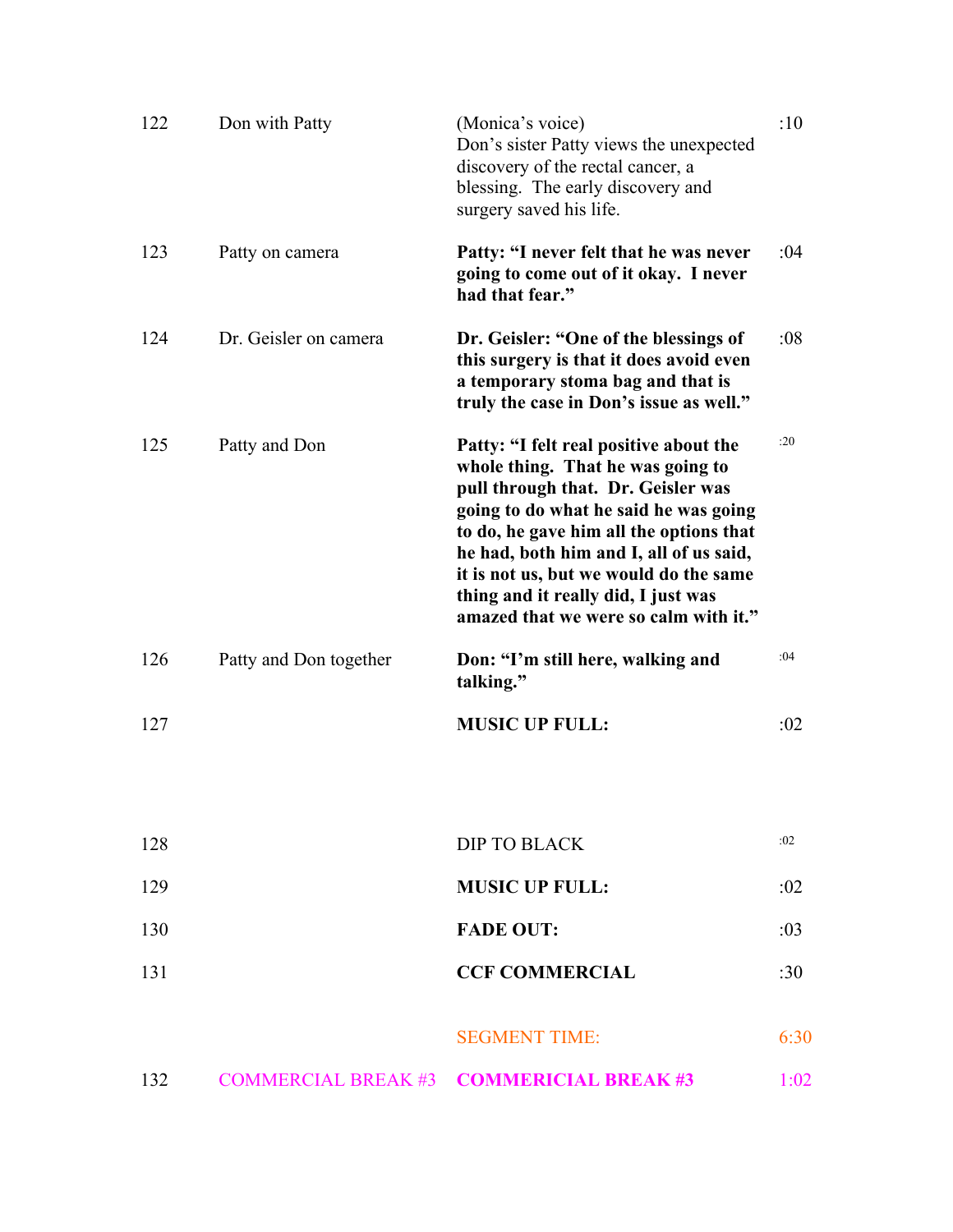| | | | |
|---|---|---|---|
| 122 | Don with Patty | (Monica's voice) Don's sister Patty views the unexpected discovery of the rectal cancer, a blessing. The early discovery and surgery saved his life. | :10 |
| 123 | Patty on camera | **Patty: "I never felt that he was never going to come out of it okay. I never had that fear."** | :04 |
| 124 | Dr. Geisler on camera | **Dr. Geisler: "One of the blessings of this surgery is that it does avoid even a temporary stoma bag and that is truly the case in Don's issue as well."** | :08 |
| 125 | Patty and Don | **Patty: "I felt real positive about the whole thing. That he was going to pull through that. Dr. Geisler was going to do what he said he was going to do, he gave him all the options that he had, both him and I, all of us said, it is not us, but we would do the same thing and it really did, I just was amazed that we were so calm with it."** | :20 |
| 126 | Patty and Don together | **Don: "I'm still here, walking and talking."** | :04 |
| 127 | | **MUSIC UP FULL:** | :02 |
| 128 | | DIP TO BLACK | :02 |
| 129 | | **MUSIC UP FULL:** | :02 |
| 130 | | **FADE OUT:** | :03 |
| 131 | | **CCF COMMERCIAL** | :30 |
| | | SEGMENT TIME: | 6:30 |
| 132 | COMMERCIAL BREAK #3 | **COMMERICIAL BREAK #3** | 1:02 |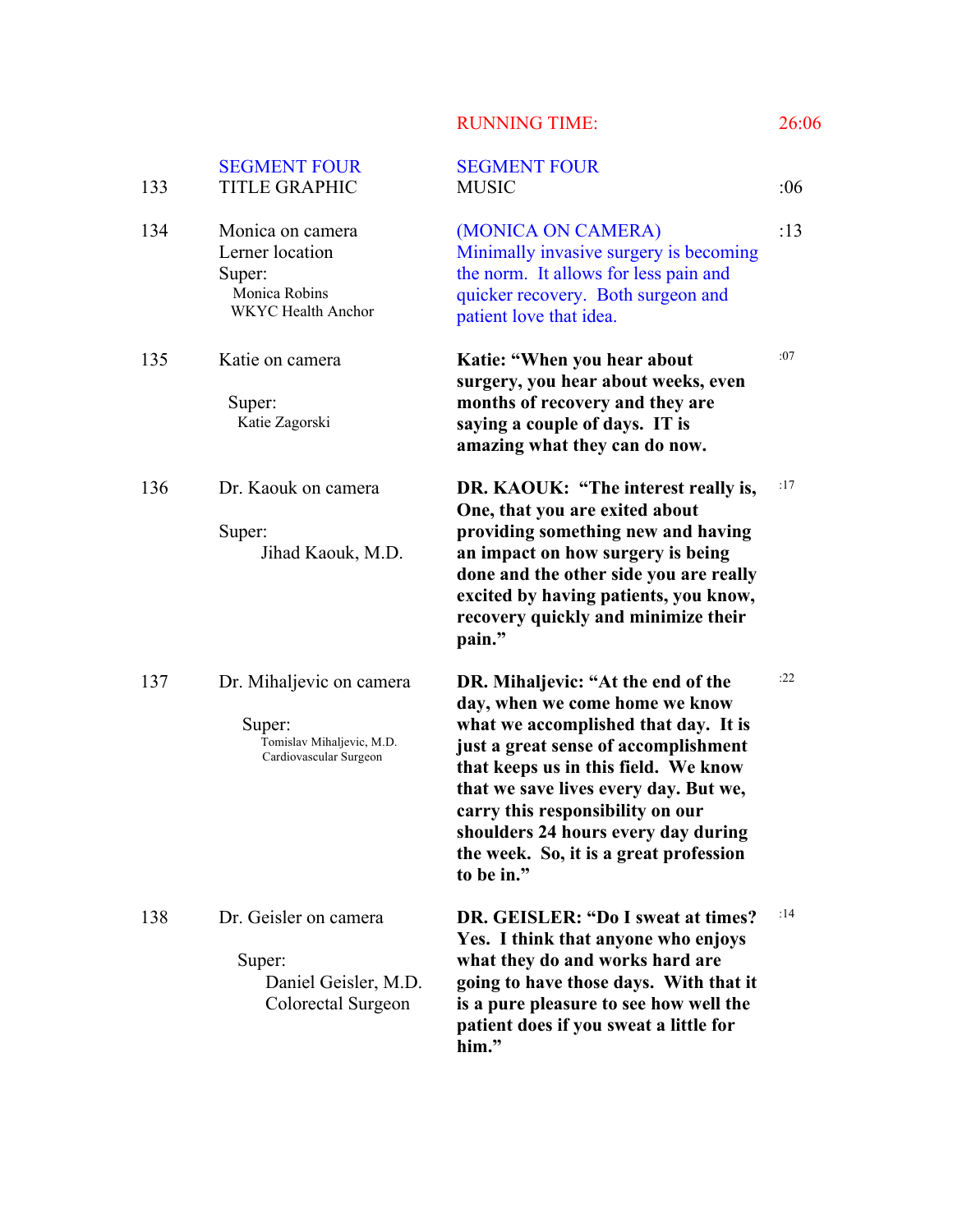RUNNING TIME: 26:06

| # | Video | Audio | Time |
|---|---|---|---|
| 133 | SEGMENT FOUR<br>TITLE GRAPHIC | SEGMENT FOUR<br>MUSIC | :06 |
| 134 | Monica on camera<br>Lerner location<br>Super:<br>Monica Robins<br>WKYC Health Anchor | (MONICA ON CAMERA)<br>Minimally invasive surgery is becoming the norm. It allows for less pain and quicker recovery. Both surgeon and patient love that idea. | :13 |
| 135 | Katie on camera<br><br>Super:<br>Katie Zagorski | **Katie: "When you hear about surgery, you hear about weeks, even months of recovery and they are saying a couple of days. IT is amazing what they can do now.** | :07 |
| 136 | Dr. Kaouk on camera<br><br>Super:<br>Jihad Kaouk, M.D. | **DR. KAOUK: "The interest really is, One, that you are exited about providing something new and having an impact on how surgery is being done and the other side you are really excited by having patients, you know, recovery quickly and minimize their pain."** | :17 |
| 137 | Dr. Mihaljevic on camera<br><br>Super:<br>Tomislav Mihaljevic, M.D.<br>Cardiovascular Surgeon | **DR. Mihaljevic: "At the end of the day, when we come home we know what we accomplished that day. It is just a great sense of accomplishment that keeps us in this field. We know that we save lives every day. But we, carry this responsibility on our shoulders 24 hours every day during the week. So, it is a great profession to be in."** | :22 |
| 138 | Dr. Geisler on camera<br><br>Super:<br>Daniel Geisler, M.D.<br>Colorectal Surgeon | **DR. GEISLER: "Do I sweat at times? Yes. I think that anyone who enjoys what they do and works hard are going to have those days. With that it is a pure pleasure to see how well the patient does if you sweat a little for him."** | :14 |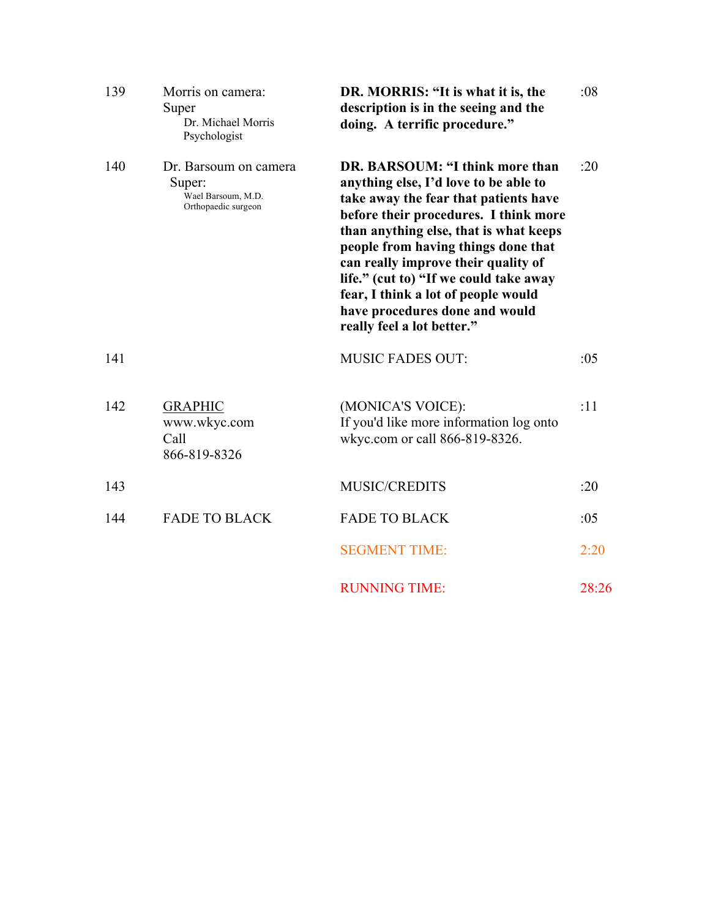| | | | |
|---|---|---|---|
| 139 | Morris on camera: Super Dr. Michael Morris Psychologist | **DR. MORRIS: "It is what it is, the description is in the seeing and the doing. A terrific procedure."** | :08 |
| 140 | Dr. Barsoum on camera Super: Wael Barsoum, M.D. Orthopaedic surgeon | **DR. BARSOUM: "I think more than anything else, I'd love to be able to take away the fear that patients have before their procedures. I think more than anything else, that is what keeps people from having things done that can really improve their quality of life." (cut to) "If we could take away fear, I think a lot of people would have procedures done and would really feel a lot better."** | :20 |
| 141 | | MUSIC FADES OUT: | :05 |
| 142 | GRAPHIC www.wkyc.com Call 866-819-8326 | (MONICA'S VOICE): If you'd like more information log onto wkyc.com or call 866-819-8326. | :11 |
| 143 | | MUSIC/CREDITS | :20 |
| 144 | FADE TO BLACK | FADE TO BLACK | :05 |
| | | SEGMENT TIME: | 2:20 |
| | | RUNNING TIME: | 28:26 |